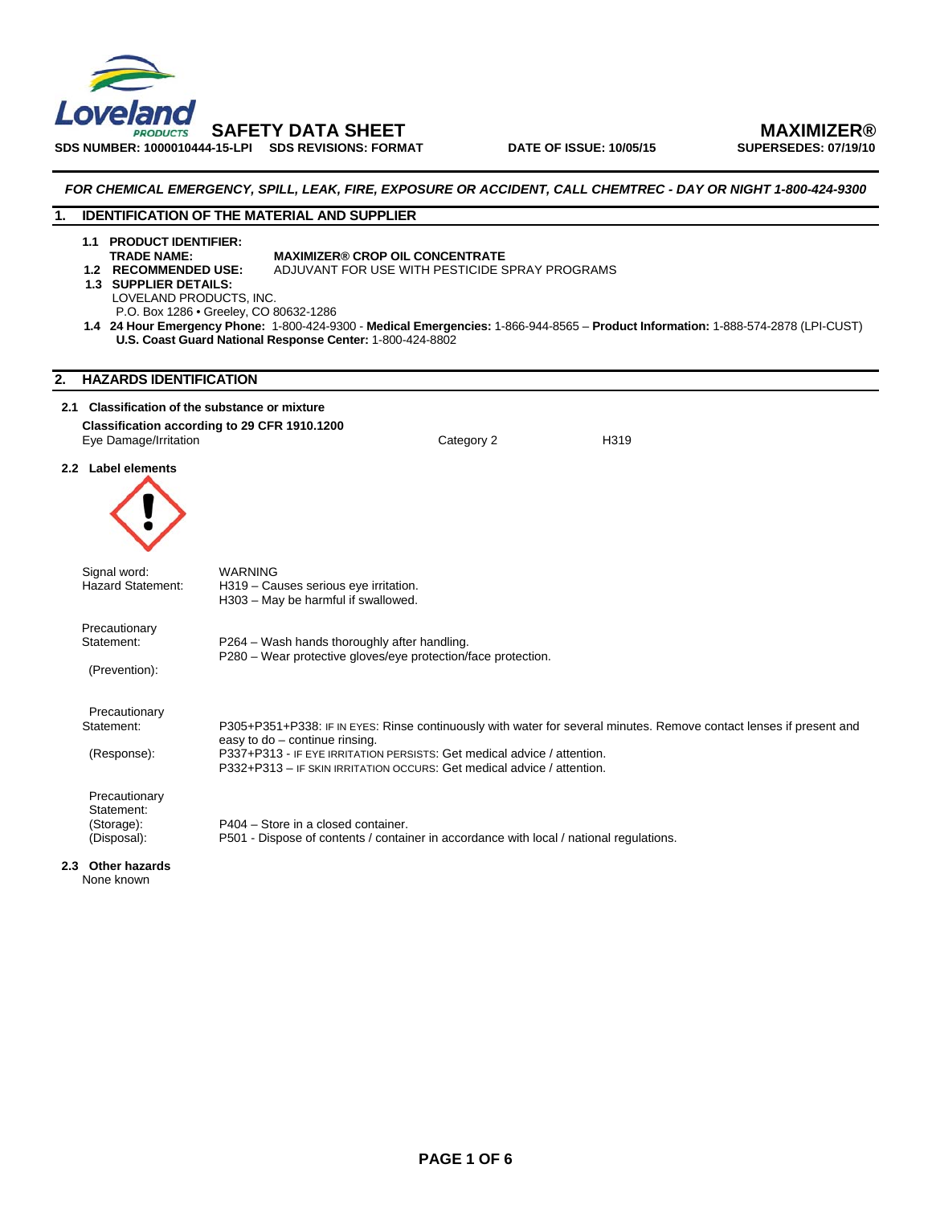**SAFETY DATA SHEET** **MAXIMIZER®**

**SDS NUMBER: 1000010444-15-LPI** **SDS REVISIONS: FORMAT** **DATE OF ISSUE: 10/05/15** **SUPERSEDES: 07/19/10**

***FOR CHEMICAL EMERGENCY, SPILL, LEAK, FIRE, EXPOSURE OR ACCIDENT, CALL CHEMTREC - DAY OR NIGHT 1-800-424-9300***

## 1. IDENTIFICATION OF THE MATERIAL AND SUPPLIER

**1.1 PRODUCT IDENTIFIER:**
**TRADE NAME:** **MAXIMIZER® CROP OIL CONCENTRATE**
**1.2 RECOMMENDED USE:** ADJUVANT FOR USE WITH PESTICIDE SPRAY PROGRAMS
**1.3 SUPPLIER DETAILS:**
LOVELAND PRODUCTS, INC.
P.O. Box 1286 • Greeley, CO 80632-1286
**1.4 24 Hour Emergency Phone:** 1-800-424-9300 - **Medical Emergencies:** 1-866-944-8565 – **Product Information:** 1-888-574-2878 (LPI-CUST)
**U.S. Coast Guard National Response Center:** 1-800-424-8802

## 2. HAZARDS IDENTIFICATION

**2.1 Classification of the substance or mixture**

**Classification according to 29 CFR 1910.1200**

| | | |
|---|---|---|
| Eye Damage/Irritation | Category 2 | H319 |

**2.2 Label elements**

| | |
|---|---|
| Signal word: | WARNING |
| Hazard Statement: | H319 – Causes serious eye irritation.<br>H303 – May be harmful if swallowed. |
| Precautionary Statement: (Prevention): | P264 – Wash hands thoroughly after handling.<br>P280 – Wear protective gloves/eye protection/face protection. |
| Precautionary Statement: (Response): | P305+P351+P338: IF IN EYES: Rinse continuously with water for several minutes. Remove contact lenses if present and easy to do – continue rinsing.<br>P337+P313 - IF EYE IRRITATION PERSISTS: Get medical advice / attention.<br>P332+P313 – IF SKIN IRRITATION OCCURS: Get medical advice / attention. |
| Precautionary Statement: (Storage): | P404 – Store in a closed container. |
| (Disposal): | P501 - Dispose of contents / container in accordance with local / national regulations. |

**2.3 Other hazards**
None known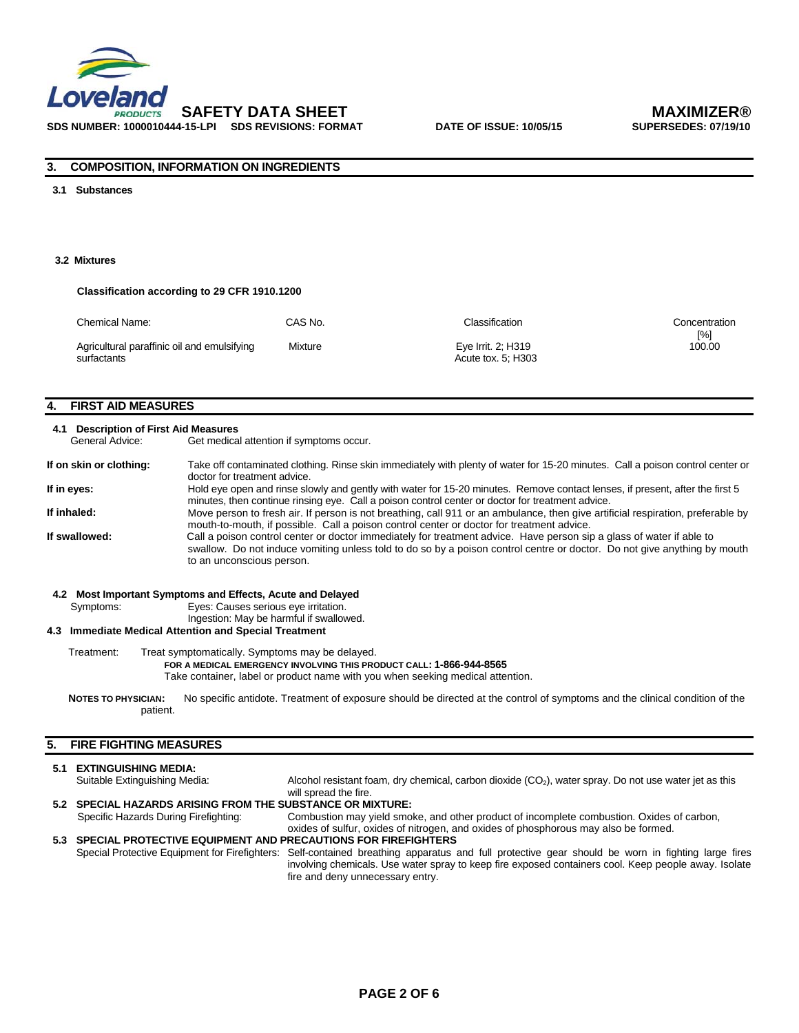## 3. COMPOSITION, INFORMATION ON INGREDIENTS

### 3.1 Substances

### 3.2 Mixtures

**Classification according to 29 CFR 1910.1200**

| Chemical Name: | CAS No. | Classification | Concentration [%] |
|---|---|---|---|
| Agricultural paraffinic oil and emulsifying surfactants | Mixture | Eye Irrit. 2; H319<br>Acute tox. 5; H303 | 100.00 |

## 4. FIRST AID MEASURES

### 4.1 Description of First Aid Measures

General Advice: Get medical attention if symptoms occur.

**If on skin or clothing:** Take off contaminated clothing. Rinse skin immediately with plenty of water for 15-20 minutes. Call a poison control center or doctor for treatment advice.

**If in eyes:** Hold eye open and rinse slowly and gently with water for 15-20 minutes. Remove contact lenses, if present, after the first 5 minutes, then continue rinsing eye. Call a poison control center or doctor for treatment advice.

**If inhaled:** Move person to fresh air. If person is not breathing, call 911 or an ambulance, then give artificial respiration, preferable by mouth-to-mouth, if possible. Call a poison control center or doctor for treatment advice.

**If swallowed:** Call a poison control center or doctor immediately for treatment advice. Have person sip a glass of water if able to swallow. Do not induce vomiting unless told to do so by a poison control centre or doctor. Do not give anything by mouth to an unconscious person.

### 4.2 Most Important Symptoms and Effects, Acute and Delayed

Symptoms: Eyes: Causes serious eye irritation.
Ingestion: May be harmful if swallowed.

### 4.3 Immediate Medical Attention and Special Treatment

Treatment: Treat symptomatically. Symptoms may be delayed.
**FOR A MEDICAL EMERGENCY INVOLVING THIS PRODUCT CALL: 1-866-944-8565**
Take container, label or product name with you when seeking medical attention.

**NOTES TO PHYSICIAN:** No specific antidote. Treatment of exposure should be directed at the control of symptoms and the clinical condition of the patient.

## 5. FIRE FIGHTING MEASURES

### 5.1 EXTINGUISHING MEDIA:

Suitable Extinguishing Media: Alcohol resistant foam, dry chemical, carbon dioxide ($CO_2$), water spray. Do not use water jet as this will spread the fire.

### 5.2 SPECIAL HAZARDS ARISING FROM THE SUBSTANCE OR MIXTURE:

Specific Hazards During Firefighting: Combustion may yield smoke, and other product of incomplete combustion. Oxides of carbon, oxides of sulfur, oxides of nitrogen, and oxides of phosphorous may also be formed.

### 5.3 SPECIAL PROTECTIVE EQUIPMENT AND PRECAUTIONS FOR FIREFIGHTERS

Special Protective Equipment for Firefighters: Self-contained breathing apparatus and full protective gear should be worn in fighting large fires involving chemicals. Use water spray to keep fire exposed containers cool. Keep people away. Isolate fire and deny unnecessary entry.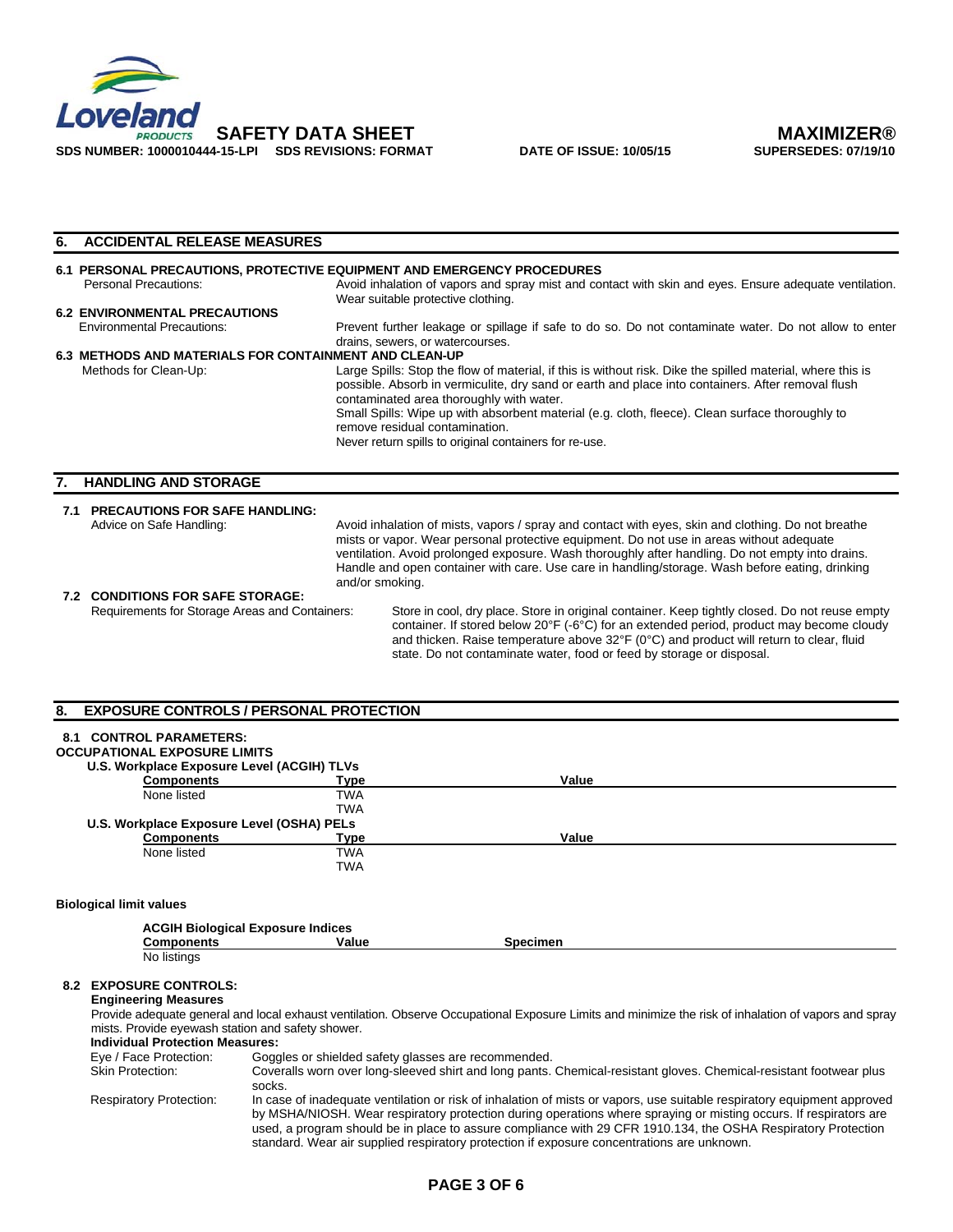## 6. ACCIDENTAL RELEASE MEASURES

### 6.1 PERSONAL PRECAUTIONS, PROTECTIVE EQUIPMENT AND EMERGENCY PROCEDURES

Personal Precautions: Avoid inhalation of vapors and spray mist and contact with skin and eyes. Ensure adequate ventilation. Wear suitable protective clothing.

### 6.2 ENVIRONMENTAL PRECAUTIONS

Environmental Precautions: Prevent further leakage or spillage if safe to do so. Do not contaminate water. Do not allow to enter drains, sewers, or watercourses.

### 6.3 METHODS AND MATERIALS FOR CONTAINMENT AND CLEAN-UP

Methods for Clean-Up: Large Spills: Stop the flow of material, if this is without risk. Dike the spilled material, where this is possible. Absorb in vermiculite, dry sand or earth and place into containers. After removal flush contaminated area thoroughly with water.
Small Spills: Wipe up with absorbent material (e.g. cloth, fleece). Clean surface thoroughly to remove residual contamination.
Never return spills to original containers for re-use.

## 7. HANDLING AND STORAGE

### 7.1 PRECAUTIONS FOR SAFE HANDLING:

Advice on Safe Handling: Avoid inhalation of mists, vapors / spray and contact with eyes, skin and clothing. Do not breathe mists or vapor. Wear personal protective equipment. Do not use in areas without adequate ventilation. Avoid prolonged exposure. Wash thoroughly after handling. Do not empty into drains. Handle and open container with care. Use care in handling/storage. Wash before eating, drinking and/or smoking.

### 7.2 CONDITIONS FOR SAFE STORAGE:

Requirements for Storage Areas and Containers: Store in cool, dry place. Store in original container. Keep tightly closed. Do not reuse empty container. If stored below 20°F (-6°C) for an extended period, product may become cloudy and thicken. Raise temperature above 32°F (0°C) and product will return to clear, fluid state. Do not contaminate water, food or feed by storage or disposal.

## 8. EXPOSURE CONTROLS / PERSONAL PROTECTION

### 8.1 CONTROL PARAMETERS:

**OCCUPATIONAL EXPOSURE LIMITS**

**U.S. Workplace Exposure Level (ACGIH) TLVs**

| Components | Type | Value |
|---|---|---|
| None listed | TWA | |
| | TWA | |

**U.S. Workplace Exposure Level (OSHA) PELs**

| Components | Type | Value |
|---|---|---|
| None listed | TWA | |
| | TWA | |

**Biological limit values**

**ACGIH Biological Exposure Indices**

| Components | Value | Specimen |
|---|---|---|
| No listings | | |

### 8.2 EXPOSURE CONTROLS:

**Engineering Measures**

Provide adequate general and local exhaust ventilation. Observe Occupational Exposure Limits and minimize the risk of inhalation of vapors and spray mists. Provide eyewash station and safety shower.

**Individual Protection Measures:**

Eye / Face Protection: Goggles or shielded safety glasses are recommended.

Skin Protection: Coveralls worn over long-sleeved shirt and long pants. Chemical-resistant gloves. Chemical-resistant footwear plus socks.

Respiratory Protection: In case of inadequate ventilation or risk of inhalation of mists or vapors, use suitable respiratory equipment approved by MSHA/NIOSH. Wear respiratory protection during operations where spraying or misting occurs. If respirators are used, a program should be in place to assure compliance with 29 CFR 1910.134, the OSHA Respiratory Protection standard. Wear air supplied respiratory protection if exposure concentrations are unknown.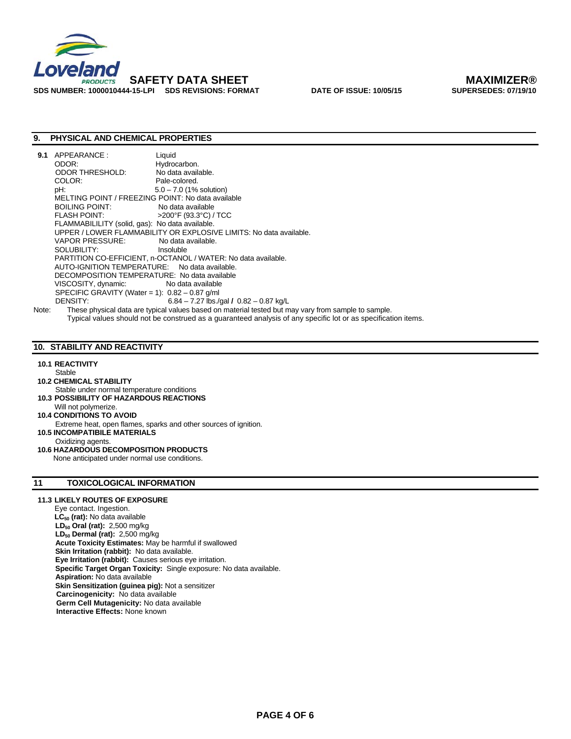## 9. PHYSICAL AND CHEMICAL PROPERTIES

**9.1** APPEARANCE : Liquid
ODOR: Hydrocarbon.
ODOR THRESHOLD: No data available.
COLOR: Pale-colored.
pH: 5.0 – 7.0 (1% solution)
MELTING POINT / FREEZING POINT: No data available
BOILING POINT: No data available
FLASH POINT: >200°F (93.3°C) / TCC
FLAMMABILILITY (solid, gas): No data available.
UPPER / LOWER FLAMMABILITY OR EXPLOSIVE LIMITS: No data available.
VAPOR PRESSURE: No data available.
SOLUBILITY: Insoluble
PARTITION CO-EFFICIENT, n-OCTANOL / WATER: No data available.
AUTO-IGNITION TEMPERATURE: No data available.
DECOMPOSITION TEMPERATURE: No data available
VISCOSITY, dynamic: No data available
SPECIFIC GRAVITY (Water = 1): 0.82 – 0.87 g/ml
DENSITY: 6.84 – 7.27 lbs./gal **/** 0.82 – 0.87 kg/L

Note: These physical data are typical values based on material tested but may vary from sample to sample. Typical values should not be construed as a guaranteed analysis of any specific lot or as specification items.

## 10. STABILITY AND REACTIVITY

**10.1 REACTIVITY**
Stable

**10.2 CHEMICAL STABILITY**
Stable under normal temperature conditions

**10.3 POSSIBILITY OF HAZARDOUS REACTIONS**
Will not polymerize.

**10.4 CONDITIONS TO AVOID**
Extreme heat, open flames, sparks and other sources of ignition.

**10.5 INCOMPATIBILE MATERIALS**
Oxidizing agents.

**10.6 HAZARDOUS DECOMPOSITION PRODUCTS**
None anticipated under normal use conditions.

## 11 TOXICOLOGICAL INFORMATION

**11.3 LIKELY ROUTES OF EXPOSURE**
Eye contact. Ingestion.
**$LC_{50}$ (rat):** No data available
**$LD_{50}$ Oral (rat):** 2,500 mg/kg
**$LD_{50}$ Dermal (rat):** 2,500 mg/kg
**Acute Toxicity Estimates:** May be harmful if swallowed
**Skin Irritation (rabbit):** No data available.
**Eye Irritation (rabbit):** Causes serious eye irritation.
**Specific Target Organ Toxicity:** Single exposure: No data available.
**Aspiration:** No data available
**Skin Sensitization (guinea pig):** Not a sensitizer
**Carcinogenicity:** No data available
**Germ Cell Mutagenicity:** No data available
**Interactive Effects:** None known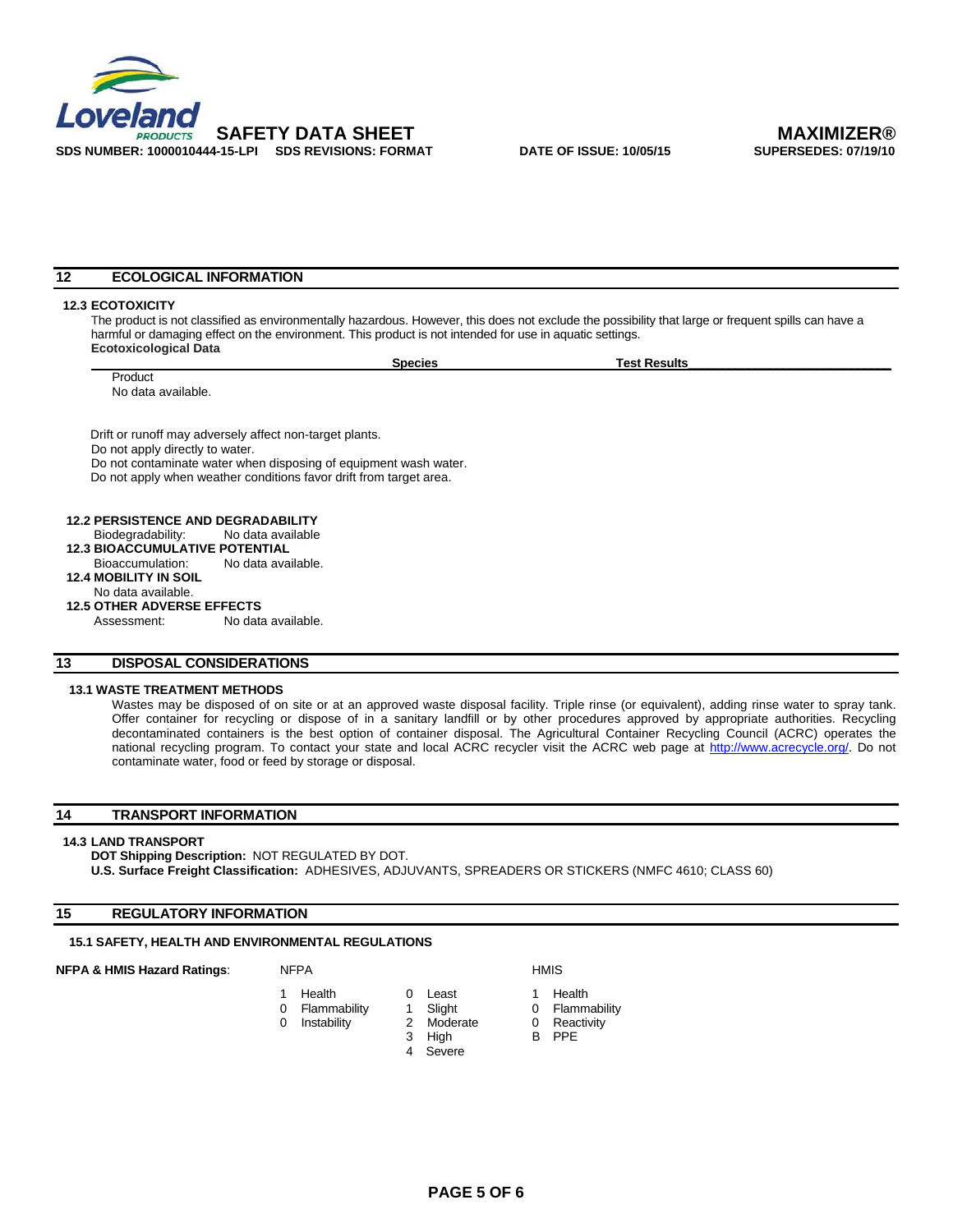## 12 ECOLOGICAL INFORMATION

### 12.3 ECOTOXICITY

The product is not classified as environmentally hazardous. However, this does not exclude the possibility that large or frequent spills can have a harmful or damaging effect on the environment. This product is not intended for use in aquatic settings.

**Ecotoxicological Data**

| | Species | Test Results |
|---|---|---|
| Product | | |
| No data available. | | |

Drift or runoff may adversely affect non-target plants.
Do not apply directly to water.
Do not contaminate water when disposing of equipment wash water.
Do not apply when weather conditions favor drift from target area.

### 12.2 PERSISTENCE AND DEGRADABILITY

Biodegradability: No data available

### 12.3 BIOACCUMULATIVE POTENTIAL

Bioaccumulation: No data available.

### 12.4 MOBILITY IN SOIL

No data available.

### 12.5 OTHER ADVERSE EFFECTS

Assessment: No data available.

## 13 DISPOSAL CONSIDERATIONS

### 13.1 WASTE TREATMENT METHODS

Wastes may be disposed of on site or at an approved waste disposal facility. Triple rinse (or equivalent), adding rinse water to spray tank. Offer container for recycling or dispose of in a sanitary landfill or by other procedures approved by appropriate authorities. Recycling decontaminated containers is the best option of container disposal. The Agricultural Container Recycling Council (ACRC) operates the national recycling program. To contact your state and local ACRC recycler visit the ACRC web page at http://www.acrecycle.org/. Do not contaminate water, food or feed by storage or disposal.

## 14 TRANSPORT INFORMATION

### 14.3 LAND TRANSPORT

**DOT Shipping Description:** NOT REGULATED BY DOT.
**U.S. Surface Freight Classification:** ADHESIVES, ADJUVANTS, SPREADERS OR STICKERS (NMFC 4610; CLASS 60)

## 15 REGULATORY INFORMATION

### 15.1 SAFETY, HEALTH AND ENVIRONMENTAL REGULATIONS

**NFPA & HMIS Hazard Ratings**:

| NFPA | | Scale | | HMIS | |
|---|---|---|---|---|---|
| 1 | Health | 0 | Least | 1 | Health |
| 0 | Flammability | 1 | Slight | 0 | Flammability |
| 0 | Instability | 2 | Moderate | 0 | Reactivity |
| | | 3 | High | B | PPE |
| | | 4 | Severe | | |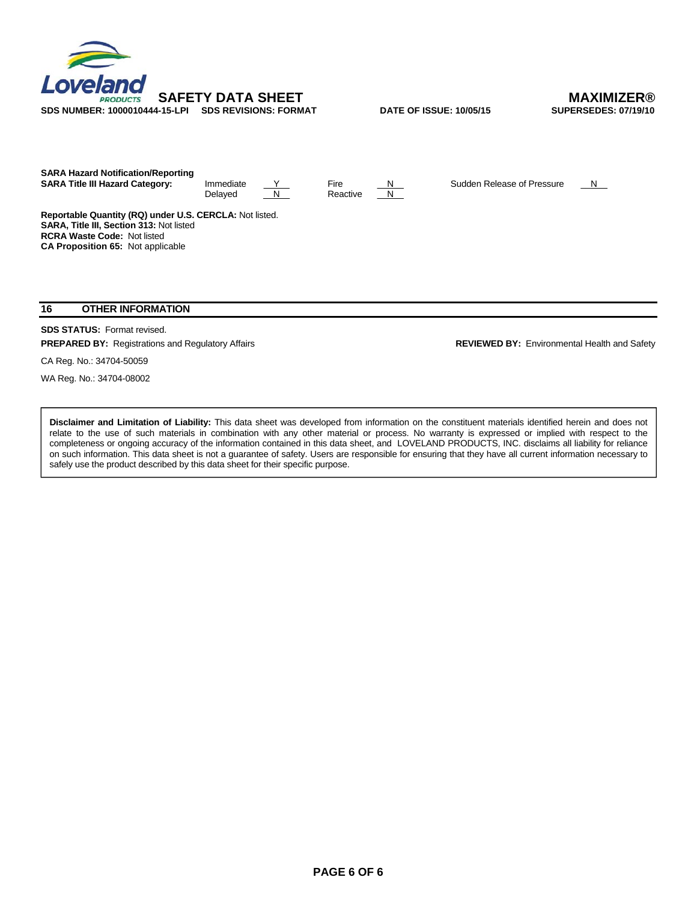**SARA Hazard Notification/Reporting**

| | | | | | | |
|---|---|---|---|---|---|---|
| **SARA Title III Hazard Category:** | Immediate | Y | Fire | N | Sudden Release of Pressure | N |
| | Delayed | N | Reactive | N | | |

**Reportable Quantity (RQ) under U.S. CERCLA:** Not listed.
**SARA, Title III, Section 313:** Not listed
**RCRA Waste Code:** Not listed
**CA Proposition 65:** Not applicable

## 16 OTHER INFORMATION

**SDS STATUS:** Format revised.

**PREPARED BY:** Registrations and Regulatory Affairs

**REVIEWED BY:** Environmental Health and Safety

CA Reg. No.: 34704-50059

WA Reg. No.: 34704-08002

**Disclaimer and Limitation of Liability:** This data sheet was developed from information on the constituent materials identified herein and does not relate to the use of such materials in combination with any other material or process. No warranty is expressed or implied with respect to the completeness or ongoing accuracy of the information contained in this data sheet, and LOVELAND PRODUCTS, INC. disclaims all liability for reliance on such information. This data sheet is not a guarantee of safety. Users are responsible for ensuring that they have all current information necessary to safely use the product described by this data sheet for their specific purpose.